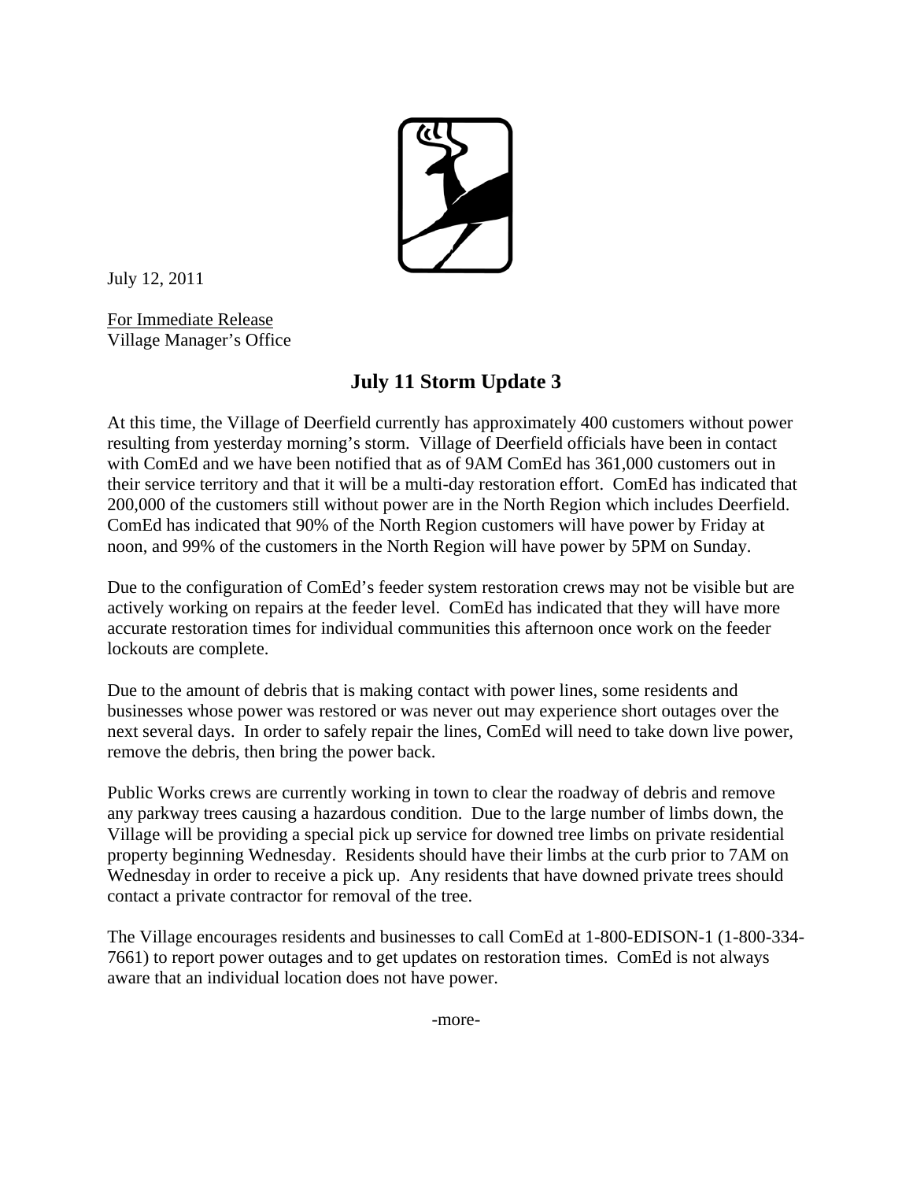July 12, 2011

For Immediate Release
Village Manager's Office

## July 11 Storm Update 3

At this time, the Village of Deerfield currently has approximately 400 customers without power resulting from yesterday morning's storm. Village of Deerfield officials have been in contact with ComEd and we have been notified that as of 9AM ComEd has 361,000 customers out in their service territory and that it will be a multi-day restoration effort. ComEd has indicated that 200,000 of the customers still without power are in the North Region which includes Deerfield. ComEd has indicated that 90% of the North Region customers will have power by Friday at noon, and 99% of the customers in the North Region will have power by 5PM on Sunday.

Due to the configuration of ComEd's feeder system restoration crews may not be visible but are actively working on repairs at the feeder level. ComEd has indicated that they will have more accurate restoration times for individual communities this afternoon once work on the feeder lockouts are complete.

Due to the amount of debris that is making contact with power lines, some residents and businesses whose power was restored or was never out may experience short outages over the next several days. In order to safely repair the lines, ComEd will need to take down live power, remove the debris, then bring the power back.

Public Works crews are currently working in town to clear the roadway of debris and remove any parkway trees causing a hazardous condition. Due to the large number of limbs down, the Village will be providing a special pick up service for downed tree limbs on private residential property beginning Wednesday. Residents should have their limbs at the curb prior to 7AM on Wednesday in order to receive a pick up. Any residents that have downed private trees should contact a private contractor for removal of the tree.

The Village encourages residents and businesses to call ComEd at 1-800-EDISON-1 (1-800-334-7661) to report power outages and to get updates on restoration times. ComEd is not always aware that an individual location does not have power.

-more-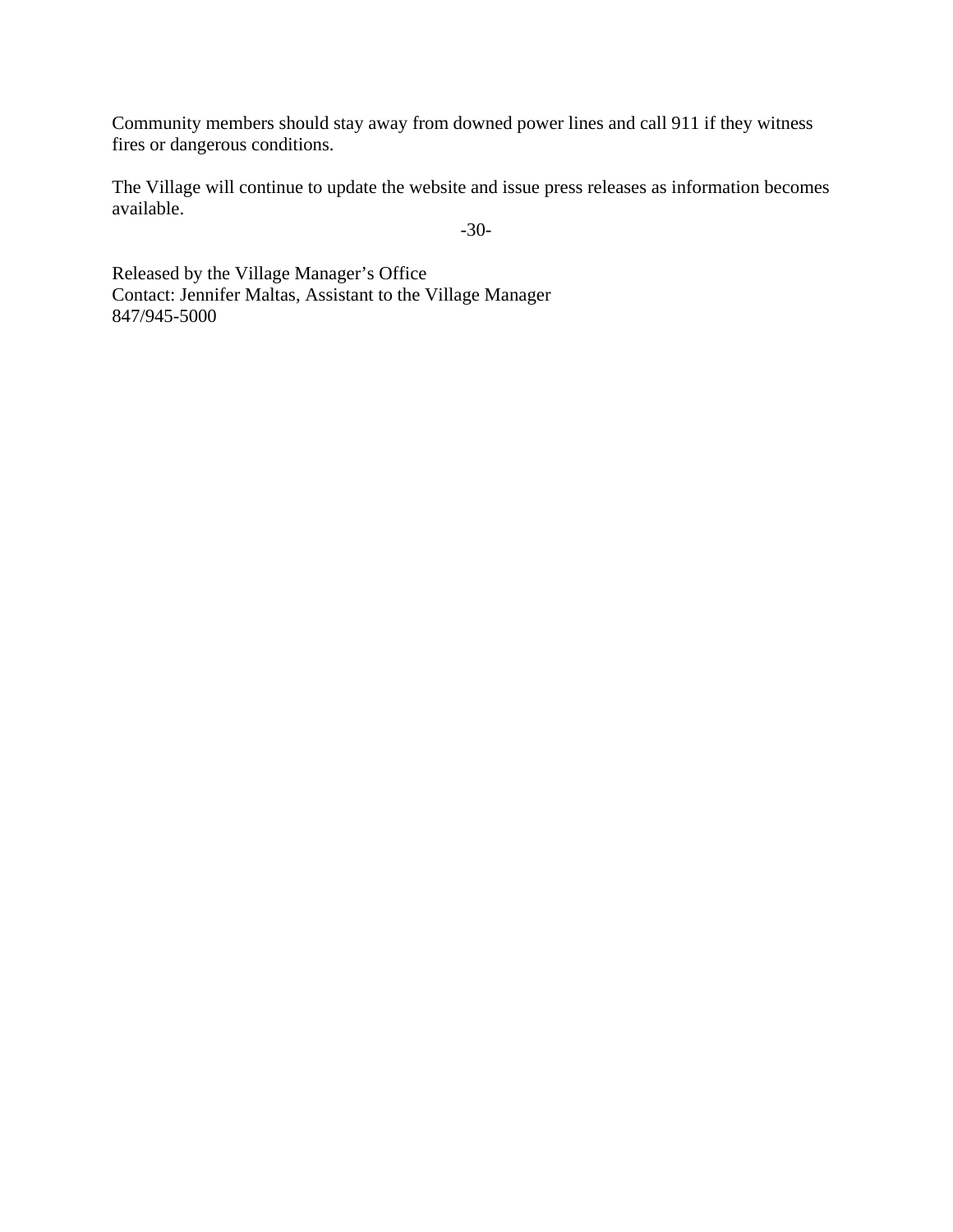Community members should stay away from downed power lines and call 911 if they witness fires or dangerous conditions.

The Village will continue to update the website and issue press releases as information becomes available.

-30-

Released by the Village Manager's Office
Contact: Jennifer Maltas, Assistant to the Village Manager
847/945-5000